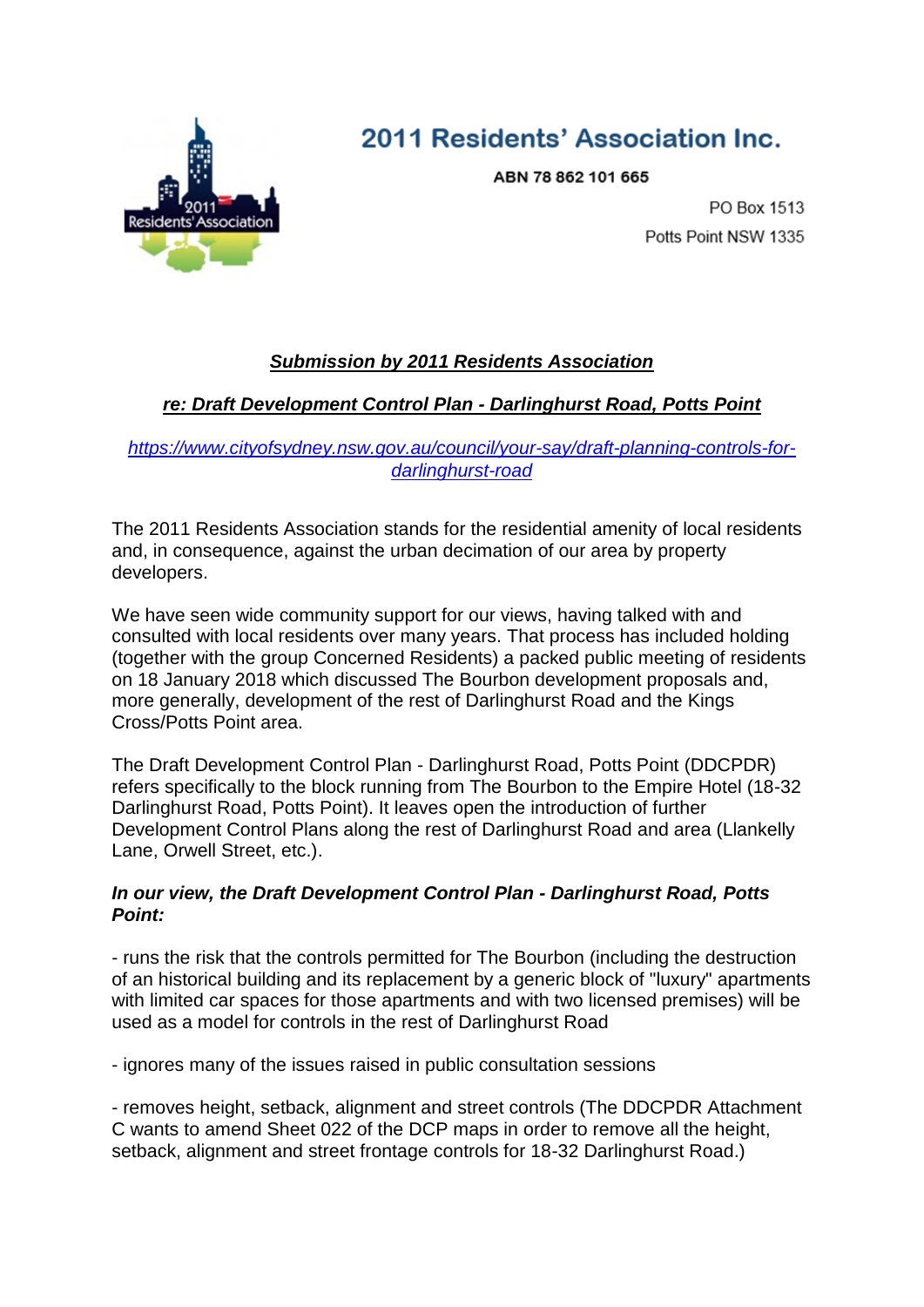# 2011 Residents' Association Inc.

ABN 78 862 101 665

PO Box 1513
Potts Point NSW 1335

**_Submission by 2011 Residents Association_**

**_re: Draft Development Control Plan - Darlinghurst Road, Potts Point_**

https://www.cityofsydney.nsw.gov.au/council/your-say/draft-planning-controls-for-darlinghurst-road

The 2011 Residents Association stands for the residential amenity of local residents and, in consequence, against the urban decimation of our area by property developers.

We have seen wide community support for our views, having talked with and consulted with local residents over many years. That process has included holding (together with the group Concerned Residents) a packed public meeting of residents on 18 January 2018 which discussed The Bourbon development proposals and, more generally, development of the rest of Darlinghurst Road and the Kings Cross/Potts Point area.

The Draft Development Control Plan - Darlinghurst Road, Potts Point (DDCPDR) refers specifically to the block running from The Bourbon to the Empire Hotel (18-32 Darlinghurst Road, Potts Point). It leaves open the introduction of further Development Control Plans along the rest of Darlinghurst Road and area (Llankelly Lane, Orwell Street, etc.).

***In our view, the Draft Development Control Plan - Darlinghurst Road, Potts Point:***

- runs the risk that the controls permitted for The Bourbon (including the destruction of an historical building and its replacement by a generic block of "luxury" apartments with limited car spaces for those apartments and with two licensed premises) will be used as a model for controls in the rest of Darlinghurst Road

- ignores many of the issues raised in public consultation sessions

- removes height, setback, alignment and street controls (The DDCPDR Attachment C wants to amend Sheet 022 of the DCP maps in order to remove all the height, setback, alignment and street frontage controls for 18-32 Darlinghurst Road.)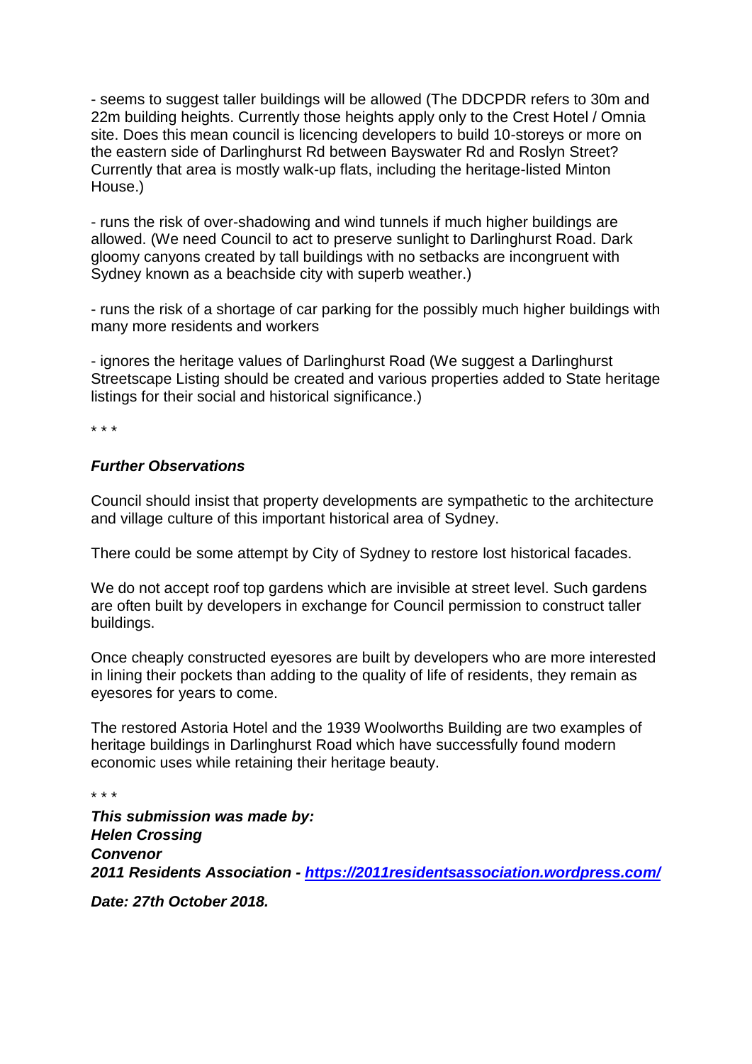- seems to suggest taller buildings will be allowed (The DDCPDR refers to 30m and 22m building heights. Currently those heights apply only to the Crest Hotel / Omnia site. Does this mean council is licencing developers to build 10-storeys or more on the eastern side of Darlinghurst Rd between Bayswater Rd and Roslyn Street? Currently that area is mostly walk-up flats, including the heritage-listed Minton House.)

- runs the risk of over-shadowing and wind tunnels if much higher buildings are allowed. (We need Council to act to preserve sunlight to Darlinghurst Road. Dark gloomy canyons created by tall buildings with no setbacks are incongruent with Sydney known as a beachside city with superb weather.)

- runs the risk of a shortage of car parking for the possibly much higher buildings with many more residents and workers

- ignores the heritage values of Darlinghurst Road (We suggest a Darlinghurst Streetscape Listing should be created and various properties added to State heritage listings for their social and historical significance.)

\* \* \*

***Further Observations***

Council should insist that property developments are sympathetic to the architecture and village culture of this important historical area of Sydney.

There could be some attempt by City of Sydney to restore lost historical facades.

We do not accept roof top gardens which are invisible at street level. Such gardens are often built by developers in exchange for Council permission to construct taller buildings.

Once cheaply constructed eyesores are built by developers who are more interested in lining their pockets than adding to the quality of life of residents, they remain as eyesores for years to come.

The restored Astoria Hotel and the 1939 Woolworths Building are two examples of heritage buildings in Darlinghurst Road which have successfully found modern economic uses while retaining their heritage beauty.

\* \* \*

***This submission was made by:***
***Helen Crossing***
***Convenor***
***2011 Residents Association - [https://2011residentsassociation.wordpress.com/](https://2011residentsassociation.wordpress.com/)***

***Date: 27th October 2018.***